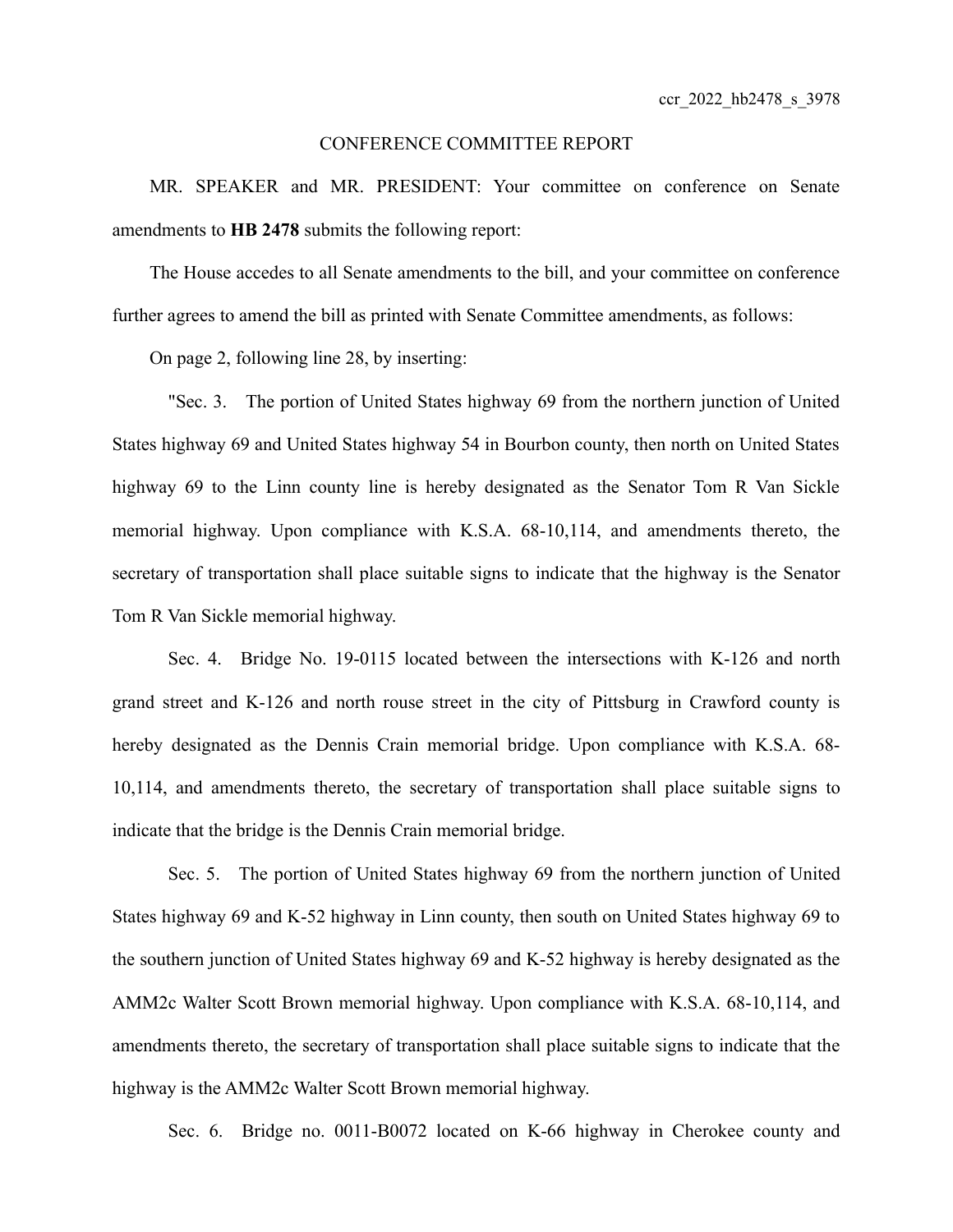ccr_2022_hb2478_s_3978

CONFERENCE COMMITTEE REPORT

MR. SPEAKER and MR. PRESIDENT: Your committee on conference on Senate amendments to **HB 2478** submits the following report:

The House accedes to all Senate amendments to the bill, and your committee on conference further agrees to amend the bill as printed with Senate Committee amendments, as follows:

On page 2, following line 28, by inserting:

"Sec. 3. The portion of United States highway 69 from the northern junction of United States highway 69 and United States highway 54 in Bourbon county, then north on United States highway 69 to the Linn county line is hereby designated as the Senator Tom R Van Sickle memorial highway. Upon compliance with K.S.A. 68-10,114, and amendments thereto, the secretary of transportation shall place suitable signs to indicate that the highway is the Senator Tom R Van Sickle memorial highway.

Sec. 4. Bridge No. 19-0115 located between the intersections with K-126 and north grand street and K-126 and north rouse street in the city of Pittsburg in Crawford county is hereby designated as the Dennis Crain memorial bridge. Upon compliance with K.S.A. 68-10,114, and amendments thereto, the secretary of transportation shall place suitable signs to indicate that the bridge is the Dennis Crain memorial bridge.

Sec. 5. The portion of United States highway 69 from the northern junction of United States highway 69 and K-52 highway in Linn county, then south on United States highway 69 to the southern junction of United States highway 69 and K-52 highway is hereby designated as the AMM2c Walter Scott Brown memorial highway. Upon compliance with K.S.A. 68-10,114, and amendments thereto, the secretary of transportation shall place suitable signs to indicate that the highway is the AMM2c Walter Scott Brown memorial highway.

Sec. 6. Bridge no. 0011-B0072 located on K-66 highway in Cherokee county and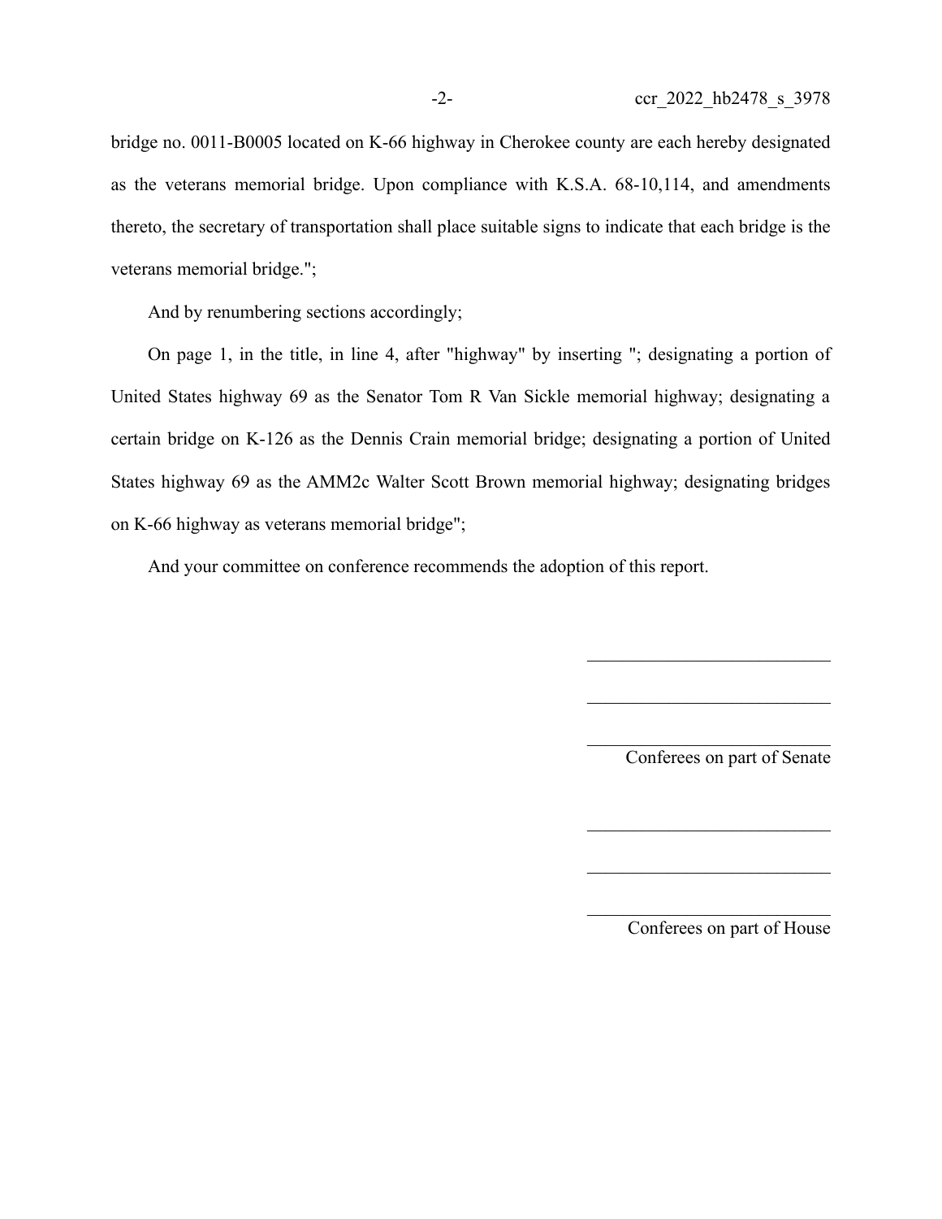bridge no. 0011-B0005 located on K-66 highway in Cherokee county are each hereby designated as the veterans memorial bridge. Upon compliance with K.S.A. 68-10,114, and amendments thereto, the secretary of transportation shall place suitable signs to indicate that each bridge is the veterans memorial bridge.";

And by renumbering sections accordingly;

On page 1, in the title, in line 4, after "highway" by inserting "; designating a portion of United States highway 69 as the Senator Tom R Van Sickle memorial highway; designating a certain bridge on K-126 as the Dennis Crain memorial bridge; designating a portion of United States highway 69 as the AMM2c Walter Scott Brown memorial highway; designating bridges on K-66 highway as veterans memorial bridge";

And your committee on conference recommends the adoption of this report.

\_\_\_\_\_\_\_\_\_\_\_\_\_\_\_\_\_\_\_\_\_\_\_\_\_\_

\_\_\_\_\_\_\_\_\_\_\_\_\_\_\_\_\_\_\_\_\_\_\_\_\_\_

\_\_\_\_\_\_\_\_\_\_\_\_\_\_\_\_\_\_\_\_\_\_\_\_\_\_

Conferees on part of Senate

\_\_\_\_\_\_\_\_\_\_\_\_\_\_\_\_\_\_\_\_\_\_\_\_\_\_

\_\_\_\_\_\_\_\_\_\_\_\_\_\_\_\_\_\_\_\_\_\_\_\_\_\_

\_\_\_\_\_\_\_\_\_\_\_\_\_\_\_\_\_\_\_\_\_\_\_\_\_\_

Conferees on part of House